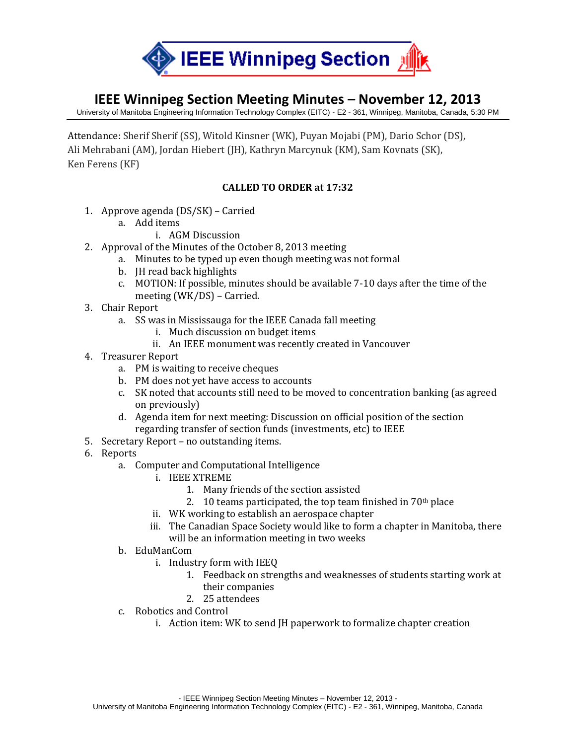# IEEE Winnipeg Section Meeting Minutes – November 12, 2013

University of Manitoba Engineering Information Technology Complex (EITC) - E2 - 361, Winnipeg, Manitoba, Canada, 5:30 PM

Attendance: Sherif Sherif (SS), Witold Kinsner (WK), Puyan Mojabi (PM), Dario Schor (DS), Ali Mehrabani (AM), Jordan Hiebert (JH), Kathryn Marcynuk (KM), Sam Kovnats (SK), Ken Ferens (KF)

**CALLED TO ORDER at 17:32**

1. Approve agenda (DS/SK) – Carried
   a. Add items
      i. AGM Discussion
2. Approval of the Minutes of the October 8, 2013 meeting
   a. Minutes to be typed up even though meeting was not formal
   b. JH read back highlights
   c. MOTION: If possible, minutes should be available 7-10 days after the time of the meeting (WK/DS) – Carried.
3. Chair Report
   a. SS was in Mississauga for the IEEE Canada fall meeting
      i. Much discussion on budget items
      ii. An IEEE monument was recently created in Vancouver
4. Treasurer Report
   a. PM is waiting to receive cheques
   b. PM does not yet have access to accounts
   c. SK noted that accounts still need to be moved to concentration banking (as agreed on previously)
   d. Agenda item for next meeting: Discussion on official position of the section regarding transfer of section funds (investments, etc) to IEEE
5. Secretary Report – no outstanding items.
6. Reports
   a. Computer and Computational Intelligence
      i. IEEE XTREME
         1. Many friends of the section assisted
         2. 10 teams participated, the top team finished in 70th place
      ii. WK working to establish an aerospace chapter
      iii. The Canadian Space Society would like to form a chapter in Manitoba, there will be an information meeting in two weeks
   b. EduManCom
      i. Industry form with IEEQ
         1. Feedback on strengths and weaknesses of students starting work at their companies
         2. 25 attendees
   c. Robotics and Control
      i. Action item: WK to send JH paperwork to formalize chapter creation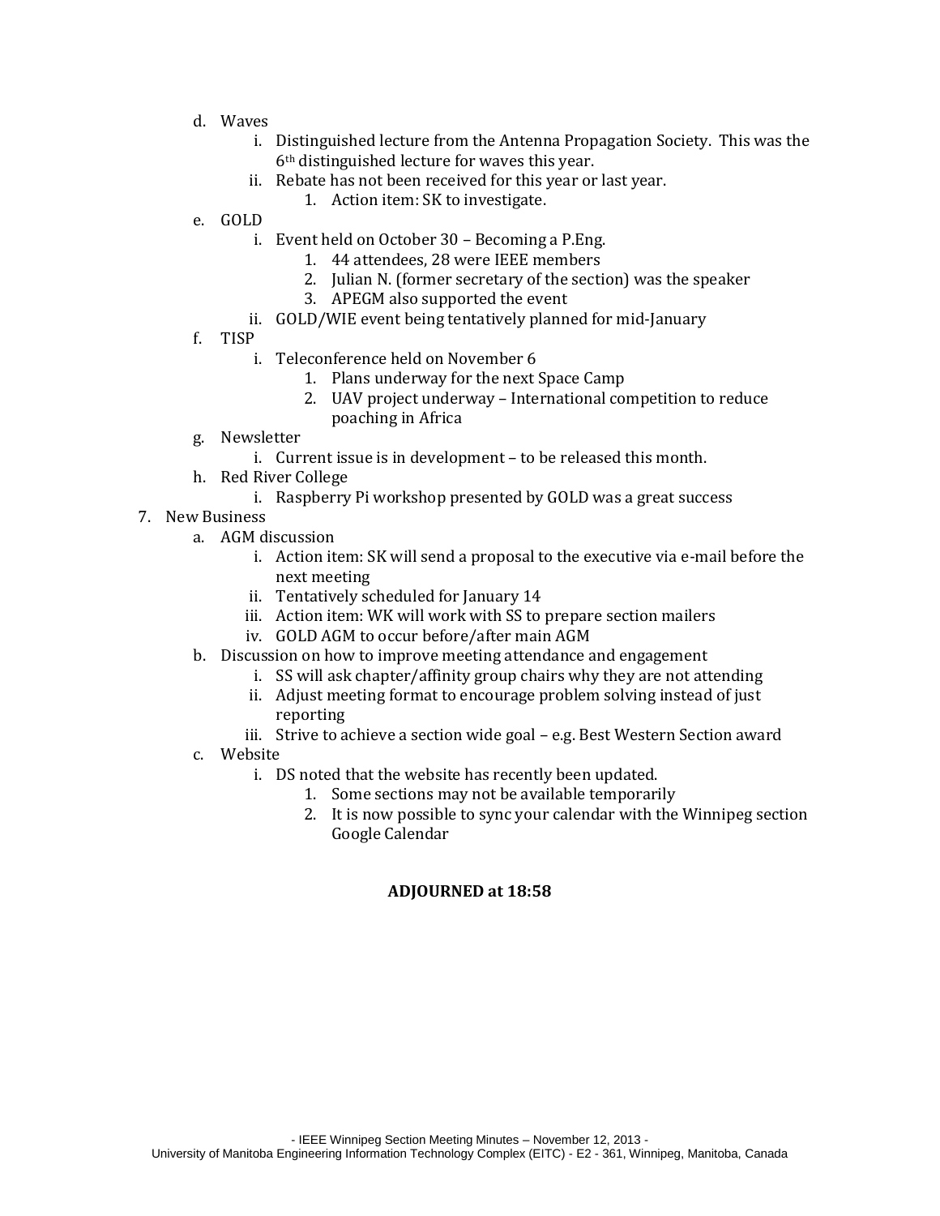d. Waves
   i. Distinguished lecture from the Antenna Propagation Society. This was the 6th distinguished lecture for waves this year.
   ii. Rebate has not been received for this year or last year.
      1. Action item: SK to investigate.

e. GOLD
   i. Event held on October 30 – Becoming a P.Eng.
      1. 44 attendees, 28 were IEEE members
      2. Julian N. (former secretary of the section) was the speaker
      3. APEGM also supported the event
   ii. GOLD/WIE event being tentatively planned for mid-January

f. TISP
   i. Teleconference held on November 6
      1. Plans underway for the next Space Camp
      2. UAV project underway – International competition to reduce poaching in Africa

g. Newsletter
   i. Current issue is in development – to be released this month.

h. Red River College
   i. Raspberry Pi workshop presented by GOLD was a great success

7. New Business

a. AGM discussion
   i. Action item: SK will send a proposal to the executive via e-mail before the next meeting
   ii. Tentatively scheduled for January 14
   iii. Action item: WK will work with SS to prepare section mailers
   iv. GOLD AGM to occur before/after main AGM

b. Discussion on how to improve meeting attendance and engagement
   i. SS will ask chapter/affinity group chairs why they are not attending
   ii. Adjust meeting format to encourage problem solving instead of just reporting
   iii. Strive to achieve a section wide goal – e.g. Best Western Section award

c. Website
   i. DS noted that the website has recently been updated.
      1. Some sections may not be available temporarily
      2. It is now possible to sync your calendar with the Winnipeg section Google Calendar

**ADJOURNED at 18:58**